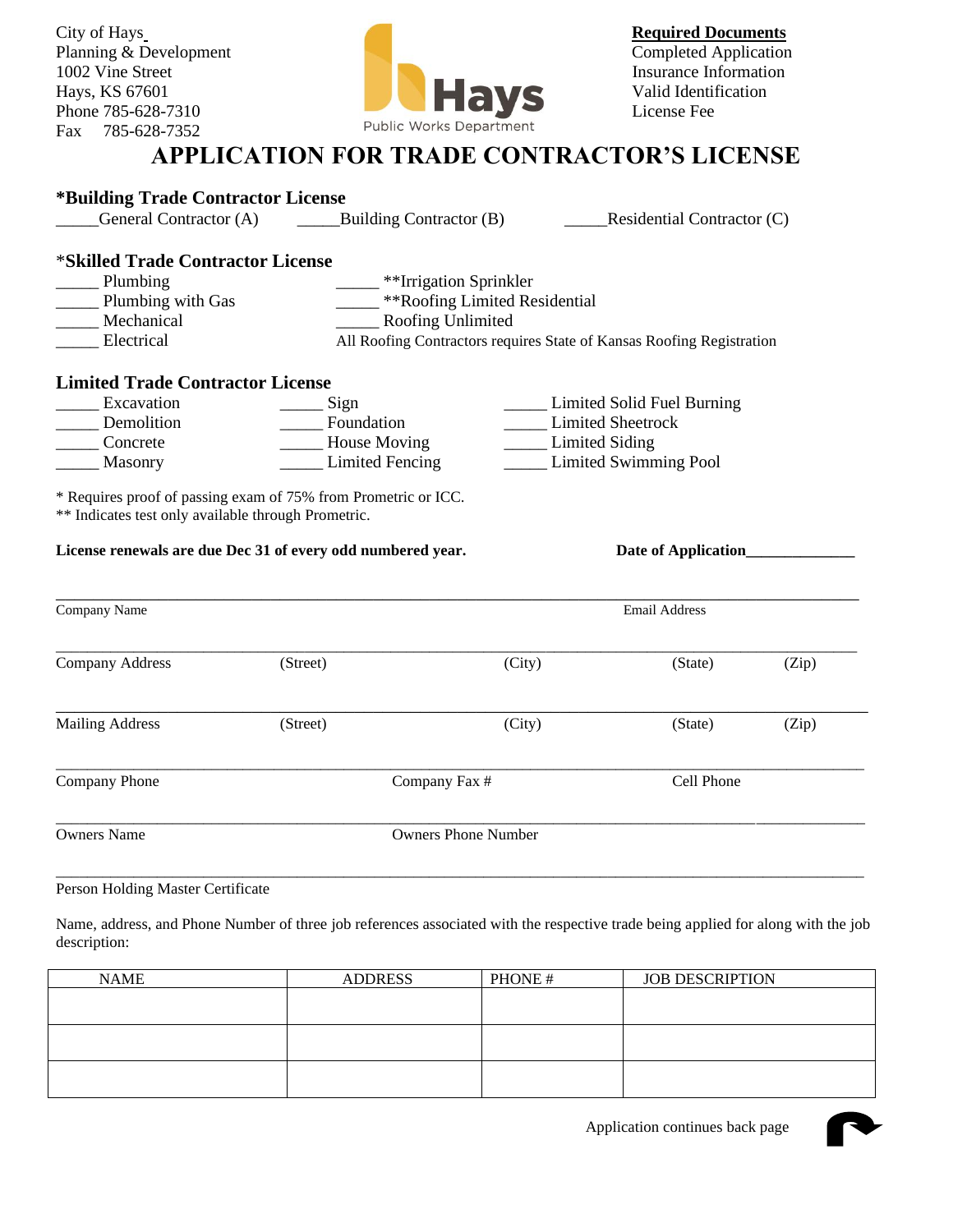City of Hays
Planning & Development
1002 Vine Street
Hays, KS 67601
Phone 785-628-7310
Fax 785-628-7352

Hays
Public Works Department

**Required Documents**
Completed Application
Insurance Information
Valid Identification
License Fee

# APPLICATION FOR TRADE CONTRACTOR'S LICENSE

### *Building Trade Contractor License

_____General Contractor (A) _____Building Contractor (B) _____Residential Contractor (C)

### *Skilled Trade Contractor License

_____ Plumbing
_____ Plumbing with Gas
_____ Mechanical
_____ Electrical
_____ **Irrigation Sprinkler
_____ **Roofing Limited Residential
_____ Roofing Unlimited

All Roofing Contractors requires State of Kansas Roofing Registration

### Limited Trade Contractor License

_____ Excavation
_____ Demolition
_____ Concrete
_____ Masonry
_____ Sign
_____ Foundation
_____ House Moving
_____ Limited Fencing
_____ Limited Solid Fuel Burning
_____ Limited Sheetrock
_____ Limited Siding
_____ Limited Swimming Pool

\* Requires proof of passing exam of 75% from Prometric or ICC.
** Indicates test only available through Prometric.

**License renewals are due Dec 31 of every odd numbered year.** **Date of Application**_____________

_____________________________________________________________________________
Company Name Email Address

_____________________________________________________________________________
Company Address (Street) (City) (State) (Zip)

_____________________________________________________________________________
Mailing Address (Street) (City) (State) (Zip)

_____________________________________________________________________________
Company Phone Company Fax # Cell Phone

_____________________________________________________________________________
Owners Name Owners Phone Number

_____________________________________________________________________________
Person Holding Master Certificate

Name, address, and Phone Number of three job references associated with the respective trade being applied for along with the job description:

| NAME | ADDRESS | PHONE # | JOB DESCRIPTION |
|---|---|---|---|
| | | | |
| | | | |
| | | | |

Application continues back page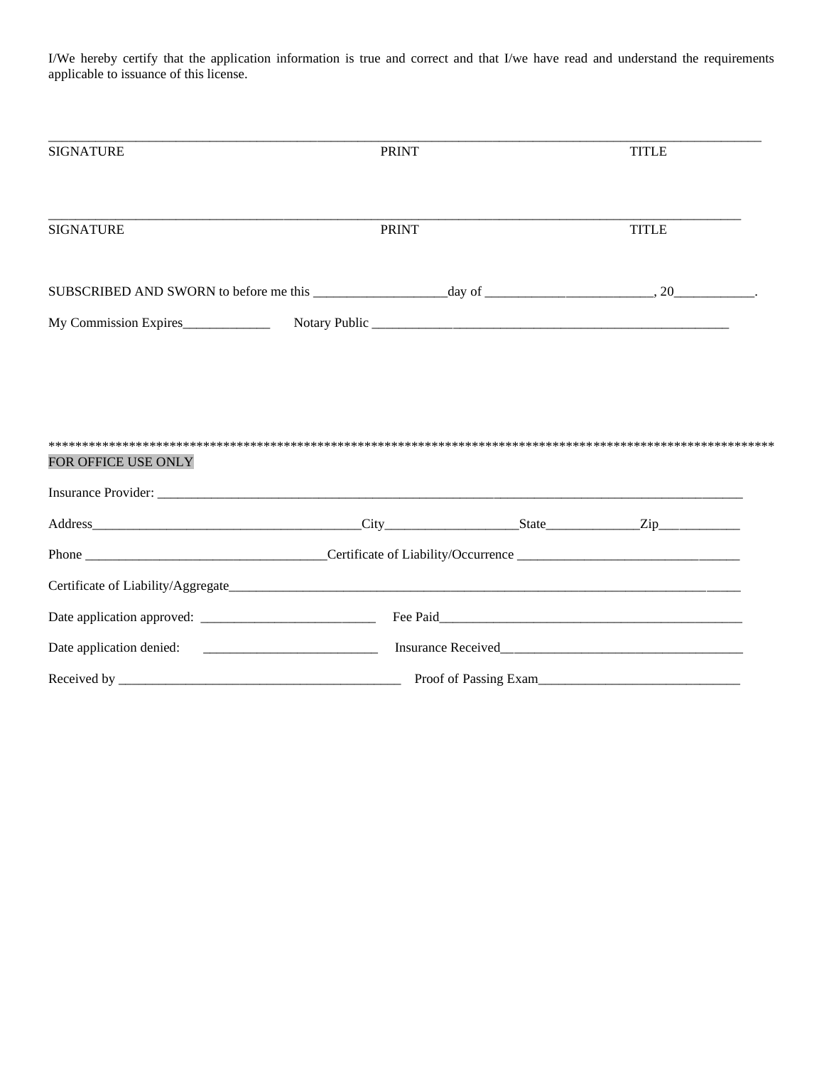I/We hereby certify that the application information is true and correct and that I/we have read and understand the requirements applicable to issuance of this license.

______________________________________________________________________________________________

SIGNATURE                                        PRINT                                        TITLE

______________________________________________________________________________________________

SIGNATURE                                        PRINT                                        TITLE

SUBSCRIBED AND SWORN to before me this ____________________day of _________________________, 20____________.

My Commission Expires_____________     Notary Public ________________________________________________________

**************************************************************************************************************

FOR OFFICE USE ONLY

Insurance Provider: ______________________________________________________________________________________

Address_________________________________________City____________________State______________Zip____________

Phone ____________________________________Certificate of Liability/Occurrence _________________________________

Certificate of Liability/Aggregate_________________________________________________________________________

Date application approved: __________________________   Fee Paid_______________________________________________

Date application denied:   __________________________   Insurance Received_____________________________________

Received by ___________________________________________   Proof of Passing Exam______________________________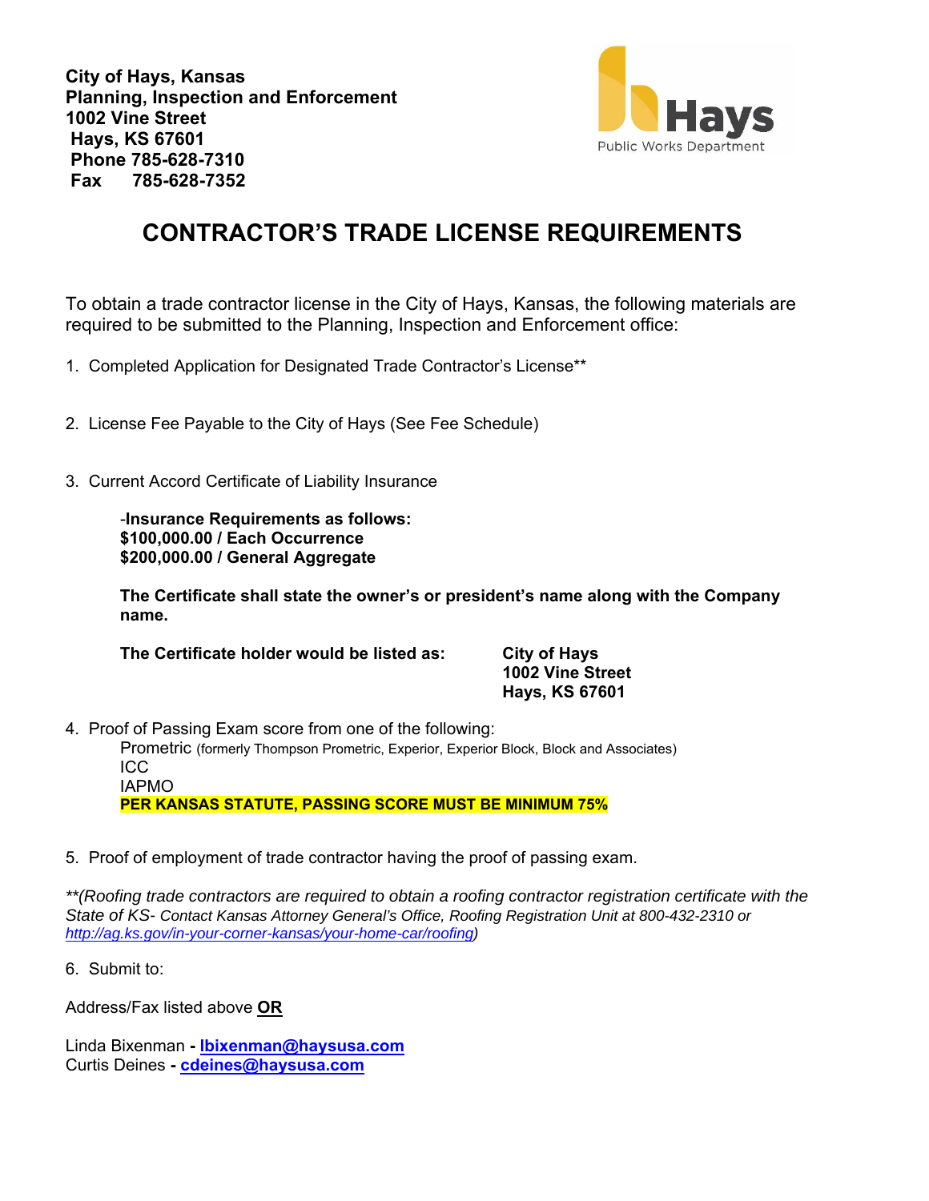**City of Hays, Kansas**
**Planning, Inspection and Enforcement**
**1002 Vine Street**
**Hays, KS 67601**
**Phone 785-628-7310**
**Fax 785-628-7352**

Hays
Public Works Department

# CONTRACTOR'S TRADE LICENSE REQUIREMENTS

To obtain a trade contractor license in the City of Hays, Kansas, the following materials are required to be submitted to the Planning, Inspection and Enforcement office:

1. Completed Application for Designated Trade Contractor's License**

2. License Fee Payable to the City of Hays (See Fee Schedule)

3. Current Accord Certificate of Liability Insurance

   -**Insurance Requirements as follows:**
   **$100,000.00 / Each Occurrence**
   **$200,000.00 / General Aggregate**

   **The Certificate shall state the owner's or president's name along with the Company name.**

   **The Certificate holder would be listed as:** **City of Hays**
   **1002 Vine Street**
   **Hays, KS 67601**

4. Proof of Passing Exam score from one of the following:
   Prometric (formerly Thompson Prometric, Experior, Experior Block, Block and Associates)
   ICC
   IAPMO
   **PER KANSAS STATUTE, PASSING SCORE MUST BE MINIMUM 75%**

5. Proof of employment of trade contractor having the proof of passing exam.

*\*\*(Roofing trade contractors are required to obtain a roofing contractor registration certificate with the State of KS- Contact Kansas Attorney General's Office, Roofing Registration Unit at 800-432-2310 or [http://ag.ks.gov/in-your-corner-kansas/your-home-car/roofing](http://ag.ks.gov/in-your-corner-kansas/your-home-car/roofing))*

6. Submit to:

Address/Fax listed above **OR**

Linda Bixenman - **[lbixenman@haysusa.com](mailto:lbixenman@haysusa.com)**
Curtis Deines - **[cdeines@haysusa.com](mailto:cdeines@haysusa.com)**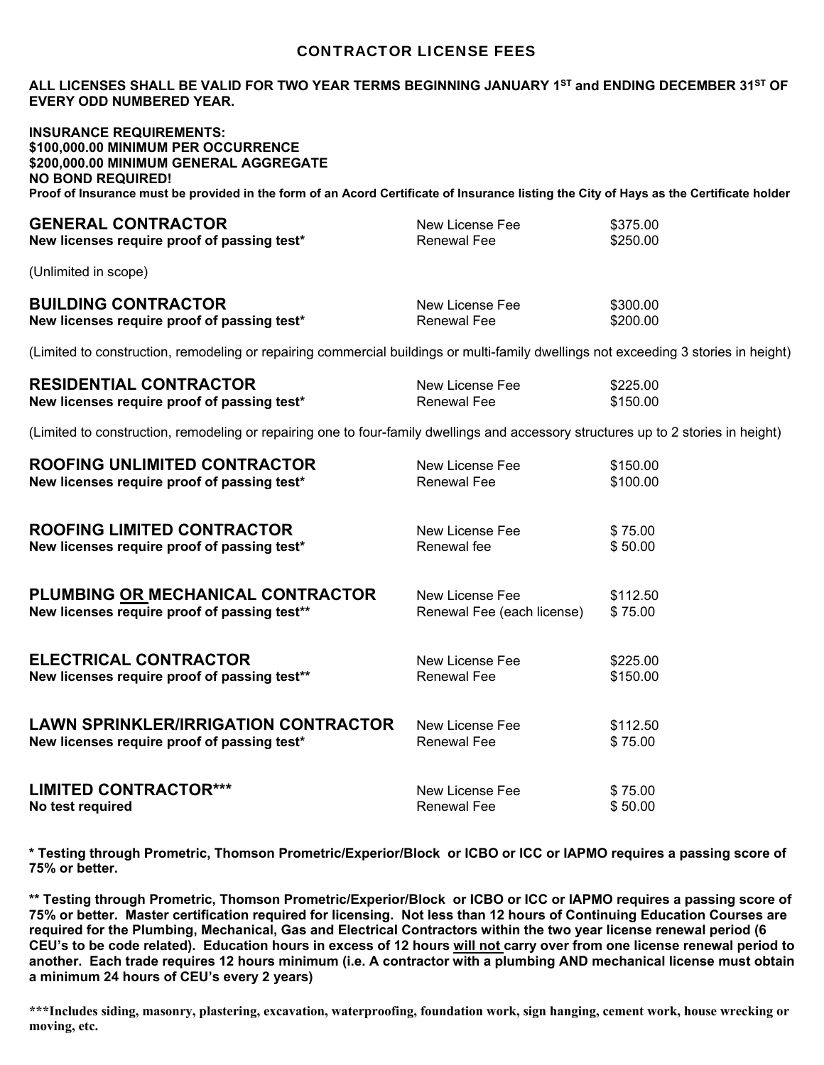## CONTRACTOR LICENSE FEES

**ALL LICENSES SHALL BE VALID FOR TWO YEAR TERMS BEGINNING JANUARY 1ST and ENDING DECEMBER 31ST OF EVERY ODD NUMBERED YEAR.**

**INSURANCE REQUIREMENTS:**
**$100,000.00 MINIMUM PER OCCURRENCE**
**$200,000.00 MINIMUM GENERAL AGGREGATE**
**NO BOND REQUIRED!**
**Proof of Insurance must be provided in the form of an Acord Certificate of Insurance listing the City of Hays as the Certificate holder**

### GENERAL CONTRACTOR

**New licenses require proof of passing test***

| | |
|---|---|
| New License Fee | $375.00 |
| Renewal Fee | $250.00 |

(Unlimited in scope)

### BUILDING CONTRACTOR

**New licenses require proof of passing test***

| | |
|---|---|
| New License Fee | $300.00 |
| Renewal Fee | $200.00 |

(Limited to construction, remodeling or repairing commercial buildings or multi-family dwellings not exceeding 3 stories in height)

### RESIDENTIAL CONTRACTOR

**New licenses require proof of passing test***

| | |
|---|---|
| New License Fee | $225.00 |
| Renewal Fee | $150.00 |

(Limited to construction, remodeling or repairing one to four-family dwellings and accessory structures up to 2 stories in height)

### ROOFING UNLIMITED CONTRACTOR

**New licenses require proof of passing test***

| | |
|---|---|
| New License Fee | $150.00 |
| Renewal Fee | $100.00 |

### ROOFING LIMITED CONTRACTOR

**New licenses require proof of passing test***

| | |
|---|---|
| New License Fee | $ 75.00 |
| Renewal fee | $ 50.00 |

### PLUMBING OR MECHANICAL CONTRACTOR

**New licenses require proof of passing test****

| | |
|---|---|
| New License Fee | $112.50 |
| Renewal Fee (each license) | $ 75.00 |

### ELECTRICAL CONTRACTOR

**New licenses require proof of passing test****

| | |
|---|---|
| New License Fee | $225.00 |
| Renewal Fee | $150.00 |

### LAWN SPRINKLER/IRRIGATION CONTRACTOR

**New licenses require proof of passing test***

| | |
|---|---|
| New License Fee | $112.50 |
| Renewal Fee | $ 75.00 |

### LIMITED CONTRACTOR***

**No test required**

| | |
|---|---|
| New License Fee | $ 75.00 |
| Renewal Fee | $ 50.00 |

**\* Testing through Prometric, Thomson Prometric/Experior/Block or ICBO or ICC or IAPMO requires a passing score of 75% or better.**

**\*\* Testing through Prometric, Thomson Prometric/Experior/Block or ICBO or ICC or IAPMO requires a passing score of 75% or better. Master certification required for licensing. Not less than 12 hours of Continuing Education Courses are required for the Plumbing, Mechanical, Gas and Electrical Contractors within the two year license renewal period (6 CEU's to be code related). Education hours in excess of 12 hours will not carry over from one license renewal period to another. Each trade requires 12 hours minimum (i.e. A contractor with a plumbing AND mechanical license must obtain a minimum 24 hours of CEU's every 2 years)**

**\*\*\*Includes siding, masonry, plastering, excavation, waterproofing, foundation work, sign hanging, cement work, house wrecking or moving, etc.**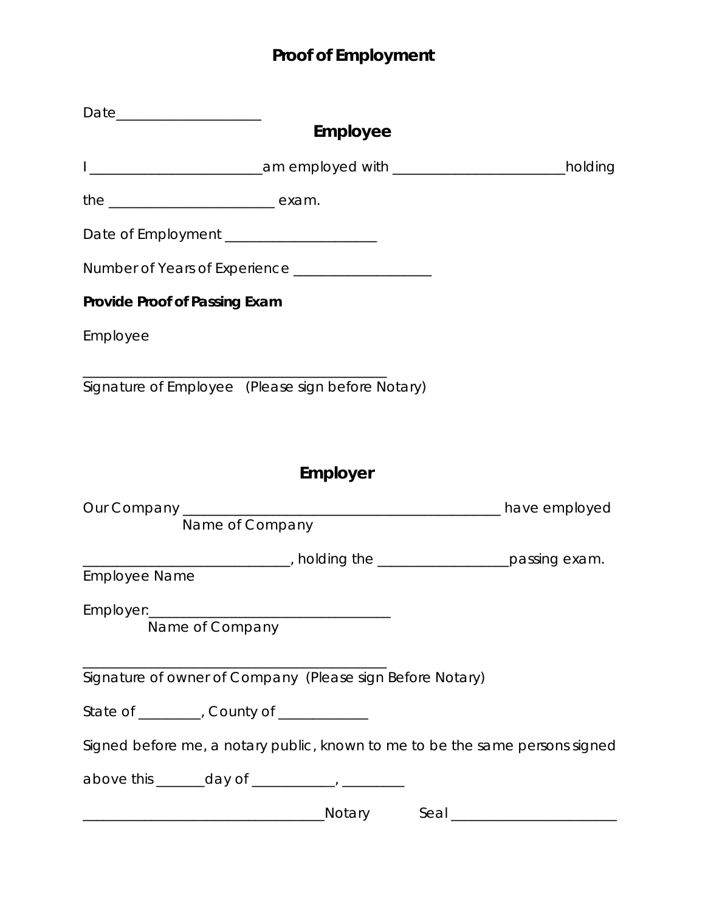# Proof of Employment

Date____________________

## Employee

I _______________________am employed with _______________________holding

the ______________________ exam.

Date of Employment ____________________

Number of Years of Experience __________________

**Provide Proof of Passing Exam**

Employee

________________________________________
Signature of Employee (Please sign before Notary)

## Employer

Our Company __________________________________________ have employed
Name of Company

____________________________, holding the _________________passing exam.
Employee Name

Employer:________________________________
Name of Company

________________________________________
Signature of owner of Company (Please sign Before Notary)

State of ________, County of ___________

Signed before me, a notary public, known to me to be the same persons signed

above this ______day of ___________, ________

________________________________Notary Seal _____________________